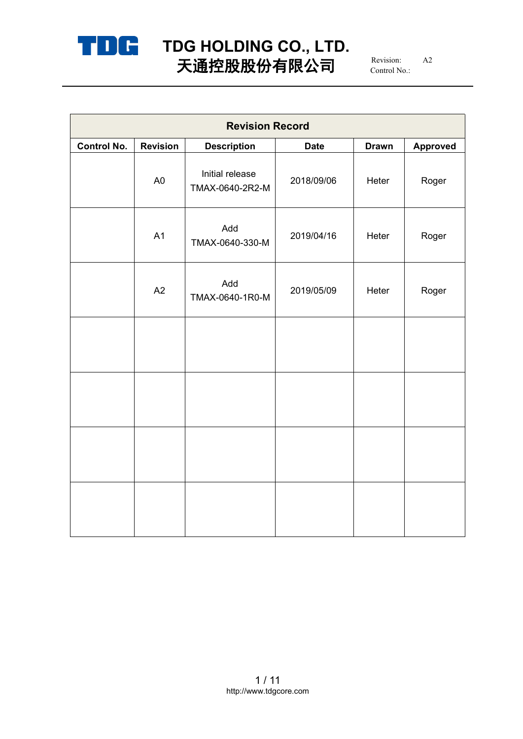# TDG HOLDING CO., LTD.
# 天通控股股份有限公司

Revision: A2
Control No.:

| Revision Record | | | | | |
|---|---|---|---|---|---|
| **Control No.** | **Revision** | **Description** | **Date** | **Drawn** | **Approved** |
| | A0 | Initial release TMAX-0640-2R2-M | 2018/09/06 | Heter | Roger |
| | A1 | Add TMAX-0640-330-M | 2019/04/16 | Heter | Roger |
| | A2 | Add TMAX-0640-1R0-M | 2019/05/09 | Heter | Roger |
| | | | | | |
| | | | | | |
| | | | | | |
| | | | | | |

http://www.tdgcore.com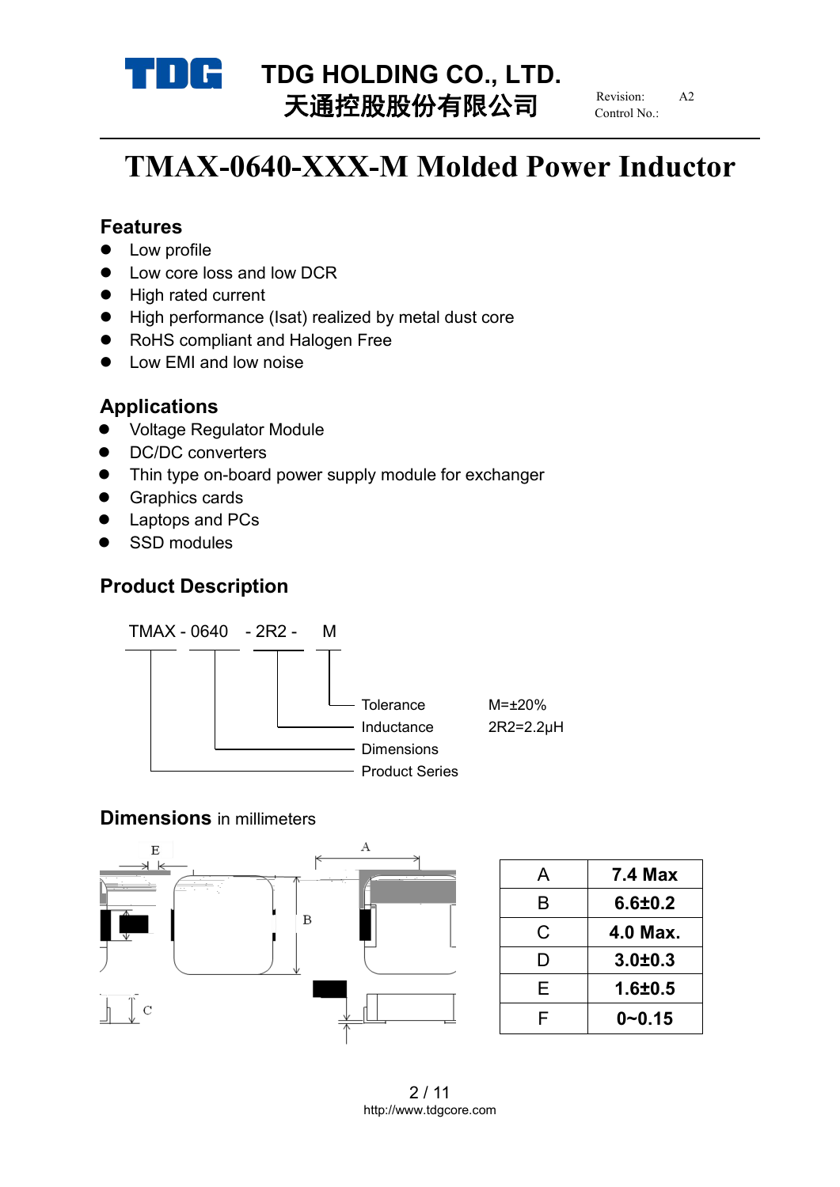TDG HOLDING CO., LTD.
天通控股股份有限公司

Revision: A2
Control No.:

# TMAX-0640-XXX-M Molded Power Inductor

## Features

- Low profile
- Low core loss and low DCR
- High rated current
- High performance (Isat) realized by metal dust core
- RoHS compliant and Halogen Free
- Low EMI and low noise

## Applications

- Voltage Regulator Module
- DC/DC converters
- Thin type on-board power supply module for exchanger
- Graphics cards
- Laptops and PCs
- SSD modules

## Product Description

TMAX - 0640 - 2R2 - M

| Code | Meaning | Example |
|---|---|---|
| M | Tolerance | M=±20% |
| 2R2 | Inductance | 2R2=2.2μH |
| 0640 | Dimensions | |
| TMAX | Product Series | |

## Dimensions in millimeters

| | |
|---|---|
| A | **7.4 Max** |
| B | **6.6±0.2** |
| C | **4.0 Max.** |
| D | **3.0±0.3** |
| E | **1.6±0.5** |
| F | **0~0.15** |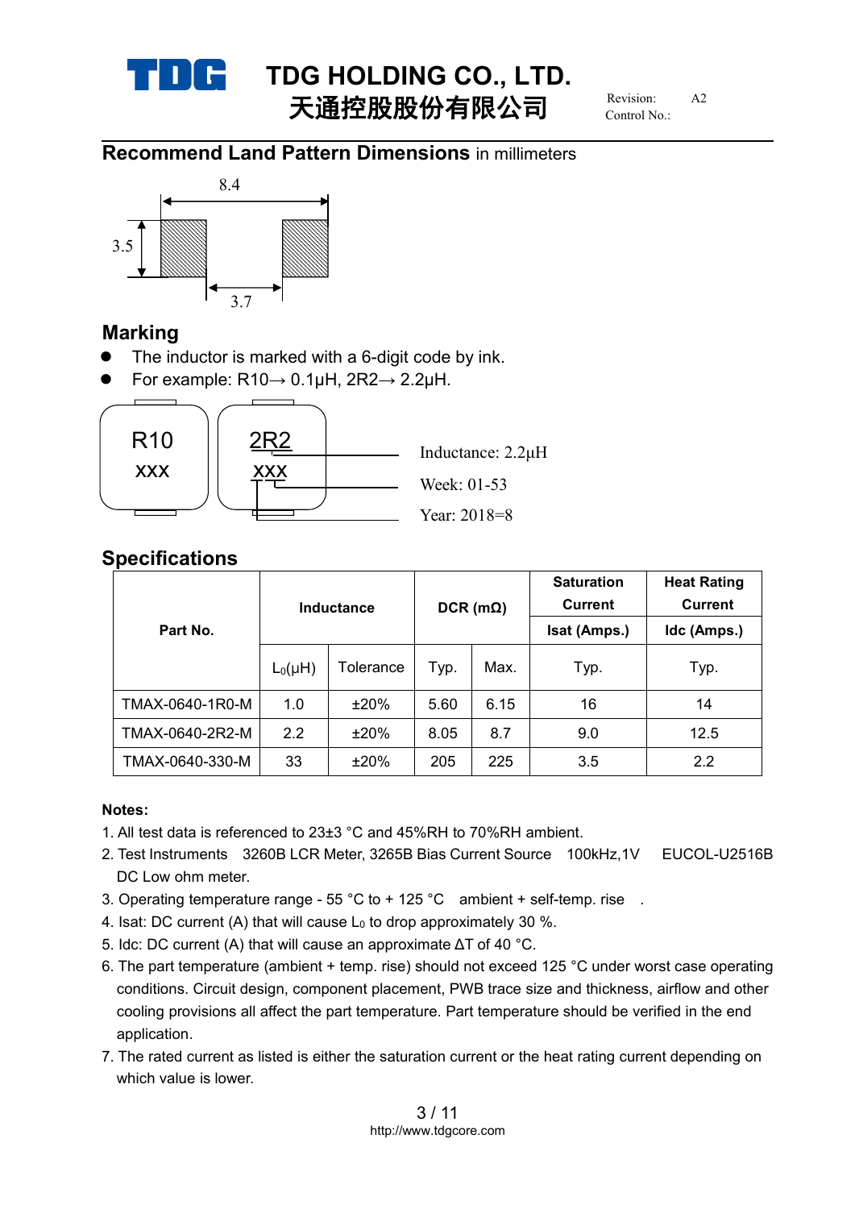# TDG HOLDING CO., LTD.
# 天通控股股份有限公司

Revision: A2
Control No.:

## Recommend Land Pattern Dimensions in millimeters

8.4

3.5

3.7

## Marking

- The inductor is marked with a 6-digit code by ink.
- For example: R10→ 0.1μH, 2R2→ 2.2μH.

R10
XXX

2R2
XXX

Inductance: 2.2μH
Week: 01-53
Year: 2018=8

## Specifications

| Part No. | Inductance | | DCR (mΩ) | | Saturation Current Isat (Amps.) | Heat Rating Current Idc (Amps.) |
|---|---|---|---|---|---|---|
| | $L_0$(μH) | Tolerance | Typ. | Max. | Typ. | Typ. |
| TMAX-0640-1R0-M | 1.0 | ±20% | 5.60 | 6.15 | 16 | 14 |
| TMAX-0640-2R2-M | 2.2 | ±20% | 8.05 | 8.7 | 9.0 | 12.5 |
| TMAX-0640-330-M | 33 | ±20% | 205 | 225 | 3.5 | 2.2 |

**Notes:**

1. All test data is referenced to 23±3 °C and 45%RH to 70%RH ambient.
2. Test Instruments 3260B LCR Meter, 3265B Bias Current Source 100kHz,1V EUCOL-U2516B DC Low ohm meter.
3. Operating temperature range - 55 °C to + 125 °C ambient + self-temp. rise .
4. Isat: DC current (A) that will cause $L_0$ to drop approximately 30 %.
5. Idc: DC current (A) that will cause an approximate ΔT of 40 °C.
6. The part temperature (ambient + temp. rise) should not exceed 125 °C under worst case operating conditions. Circuit design, component placement, PWB trace size and thickness, airflow and other cooling provisions all affect the part temperature. Part temperature should be verified in the end application.
7. The rated current as listed is either the saturation current or the heat rating current depending on which value is lower.

http://www.tdgcore.com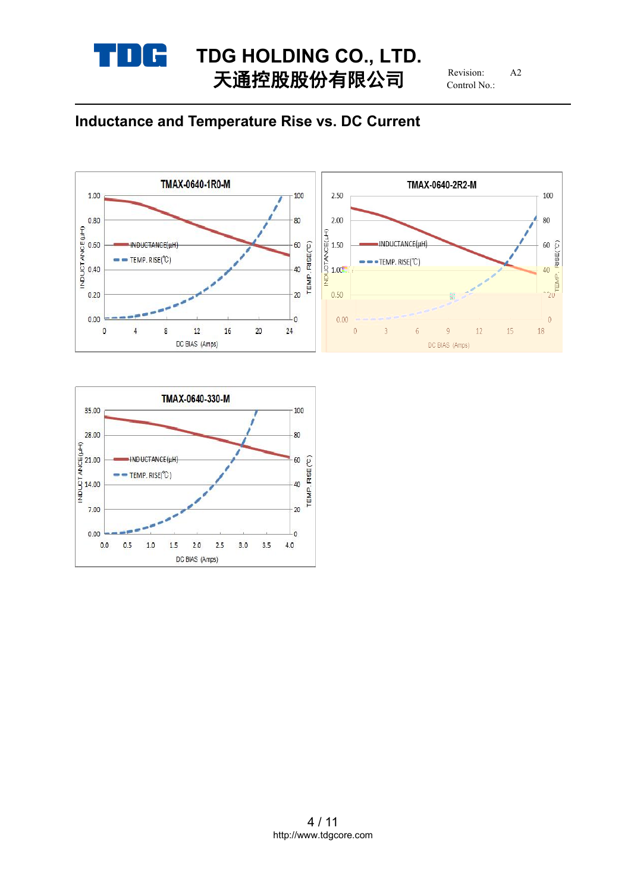## Inductance and Temperature Rise vs. DC Current

TMAX-0640-1R0-M

TMAX-0640-2R2-M

TMAX-0640-330-M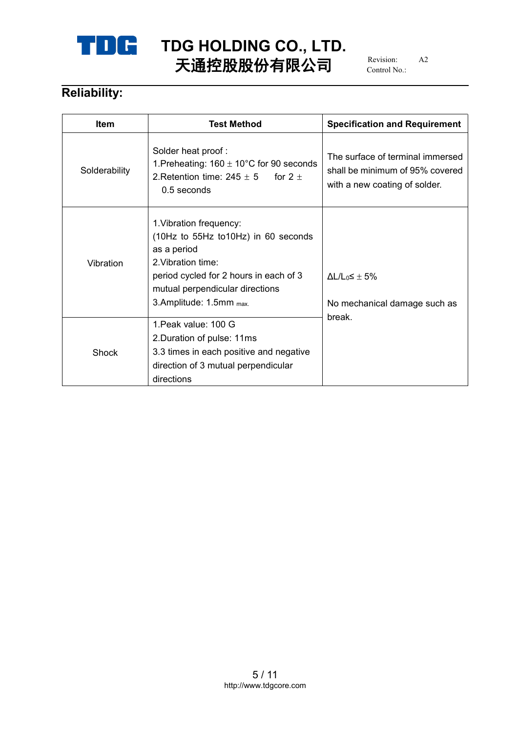# TDG HOLDING CO., LTD.
# 天通控股股份有限公司

Revision: A2
Control No.:

## Reliability:

| Item | Test Method | Specification and Requirement |
|---|---|---|
| Solderability | Solder heat proof :<br>1.Preheating: 160 ± 10°C for 90 seconds<br>2.Retention time: 245 ± 5 for 2 ± 0.5 seconds | The surface of terminal immersed shall be minimum of 95% covered with a new coating of solder. |
| Vibration | 1.Vibration frequency:<br>(10Hz to 55Hz to10Hz) in 60 seconds as a period<br>2.Vibration time:<br>period cycled for 2 hours in each of 3 mutual perpendicular directions<br>3.Amplitude: 1.5mm max. | $\Delta L/L_0 \leq \pm 5\%$<br><br>No mechanical damage such as break. |
| Shock | 1.Peak value: 100 G<br>2.Duration of pulse: 11ms<br>3.3 times in each positive and negative direction of 3 mutual perpendicular directions | |

http://www.tdgcore.com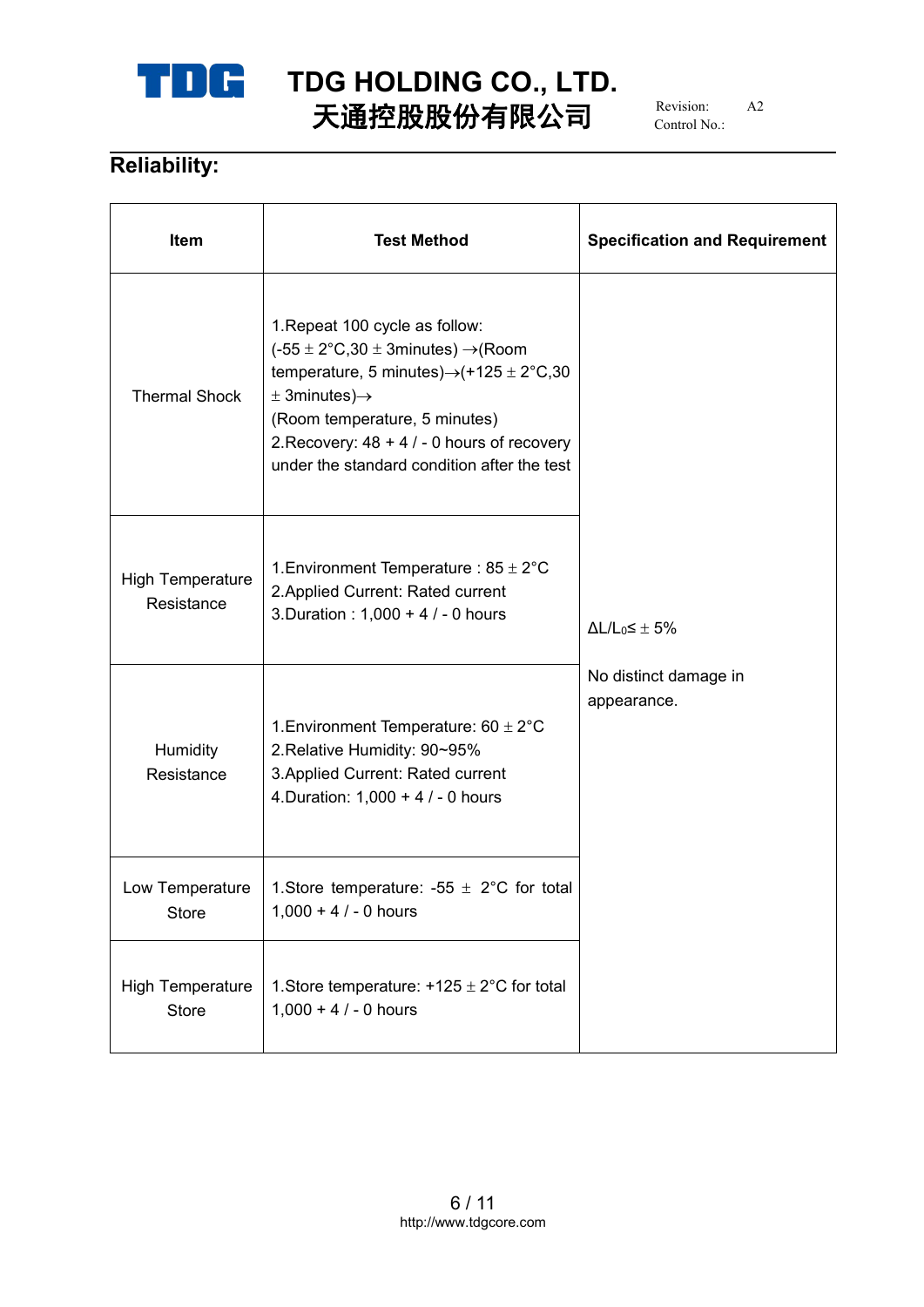## Reliability:

| Item | Test Method | Specification and Requirement |
|---|---|---|
| Thermal Shock | 1.Repeat 100 cycle as follow:<br>(-55 ± 2°C,30 ± 3minutes) →(Room temperature, 5 minutes)→(+125 ± 2°C,30 ± 3minutes)→<br>(Room temperature, 5 minutes)<br>2.Recovery: 48 + 4 / - 0 hours of recovery under the standard condition after the test | $\Delta L/L_0 \leq \pm 5\%$<br><br>No distinct damage in appearance. |
| High Temperature Resistance | 1.Environment Temperature : 85 ± 2°C<br>2.Applied Current: Rated current<br>3.Duration : 1,000 + 4 / - 0 hours | |
| Humidity Resistance | 1.Environment Temperature: 60 ± 2°C<br>2.Relative Humidity: 90~95%<br>3.Applied Current: Rated current<br>4.Duration: 1,000 + 4 / - 0 hours | |
| Low Temperature Store | 1.Store temperature: -55 ± 2°C for total 1,000 + 4 / - 0 hours | |
| High Temperature Store | 1.Store temperature: +125 ± 2°C for total 1,000 + 4 / - 0 hours | |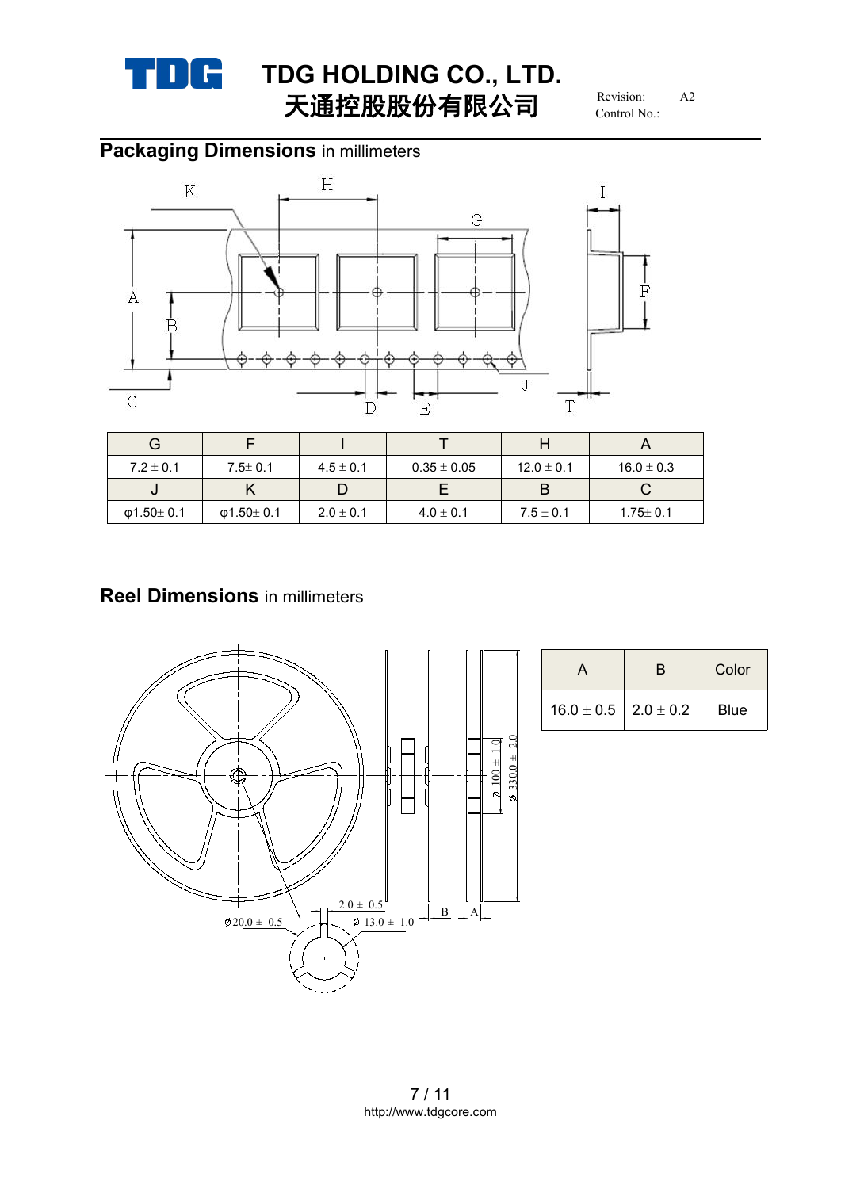## Packaging Dimensions in millimeters

| G | F | I | T | H | A |
|---|---|---|---|---|---|
| 7.2 ± 0.1 | 7.5± 0.1 | 4.5 ± 0.1 | 0.35 ± 0.05 | 12.0 ± 0.1 | 16.0 ± 0.3 |
| J | K | D | E | B | C |
| φ1.50± 0.1 | φ1.50± 0.1 | 2.0 ± 0.1 | 4.0 ± 0.1 | 7.5 ± 0.1 | 1.75± 0.1 |

## Reel Dimensions in millimeters

| A | B | Color |
|---|---|---|
| 16.0 ± 0.5 | 2.0 ± 0.2 | Blue |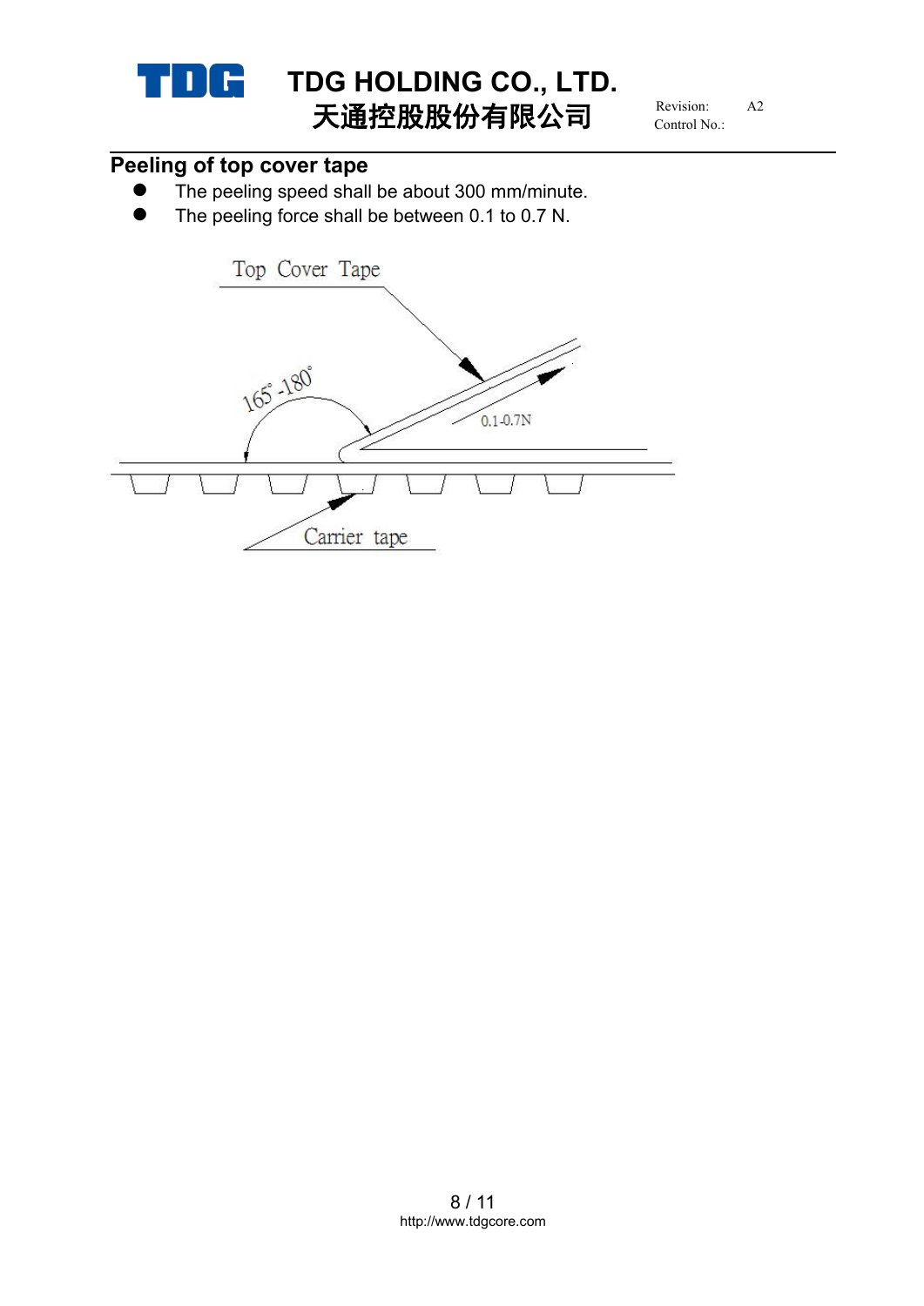## Peeling of top cover tape

- The peeling speed shall be about 300 mm/minute.
- The peeling force shall be between 0.1 to 0.7 N.

Top Cover Tape

165°-180°

0.1-0.7N

Carrier tape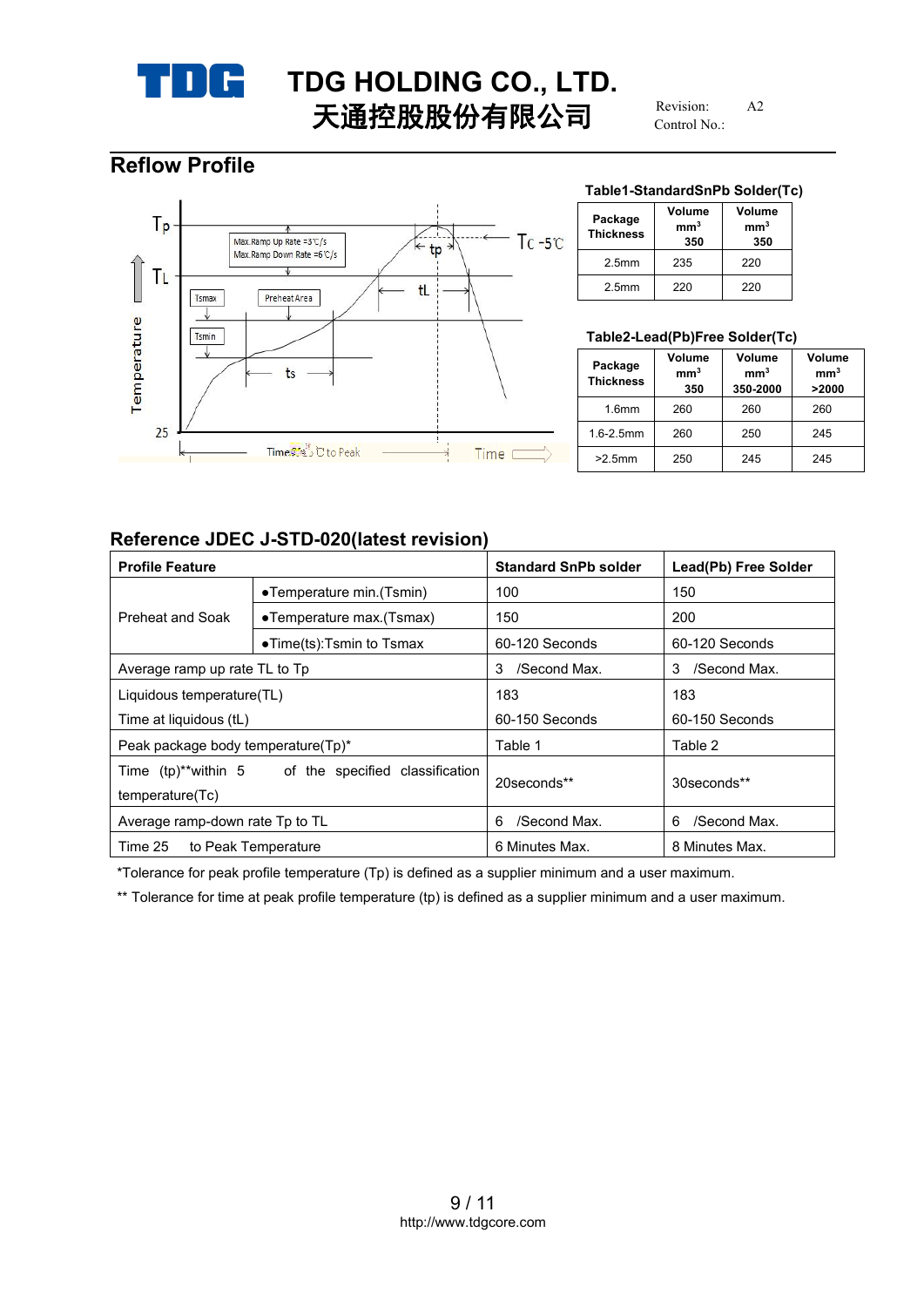TDG HOLDING CO., LTD.
天通控股股份有限公司

Revision: A2
Control No.:

## Reflow Profile

Tp
Max.Ramp Up Rate =3℃/s
Max.Ramp Down Rate =6℃/s
tp
Tc -5℃
TL
Tsmax
Preheat Area
tL
Tsmin
ts
Temperature
25
Time 25℃ to Peak
Time

**Table1-StandardSnPb Solder(Tc)**

| Package Thickness | Volume mm³ 350 | Volume mm³ 350 |
|---|---|---|
| 2.5mm | 235 | 220 |
| 2.5mm | 220 | 220 |

**Table2-Lead(Pb)Free Solder(Tc)**

| Package Thickness | Volume mm³ 350 | Volume mm³ 350-2000 | Volume mm³ >2000 |
|---|---|---|---|
| 1.6mm | 260 | 260 | 260 |
| 1.6-2.5mm | 260 | 250 | 245 |
| >2.5mm | 250 | 245 | 245 |

## Reference JDEC J-STD-020(latest revision)

| Profile Feature | | Standard SnPb solder | Lead(Pb) Free Solder |
|---|---|---|---|
| Preheat and Soak | ●Temperature min.(Tsmin) | 100 | 150 |
| | ●Temperature max.(Tsmax) | 150 | 200 |
| | ●Time(ts):Tsmin to Tsmax | 60-120 Seconds | 60-120 Seconds |
| Average ramp up rate TL to Tp | | 3 /Second Max. | 3 /Second Max. |
| Liquidous temperature(TL)<br>Time at liquidous (tL) | | 183<br>60-150 Seconds | 183<br>60-150 Seconds |
| Peak package body temperature(Tp)* | | Table 1 | Table 2 |
| Time (tp)**within 5 of the specified classification temperature(Tc) | | 20seconds** | 30seconds** |
| Average ramp-down rate Tp to TL | | 6 /Second Max. | 6 /Second Max. |
| Time 25 to Peak Temperature | | 6 Minutes Max. | 8 Minutes Max. |

*Tolerance for peak profile temperature (Tp) is defined as a supplier minimum and a user maximum.

** Tolerance for time at peak profile temperature (tp) is defined as a supplier minimum and a user maximum.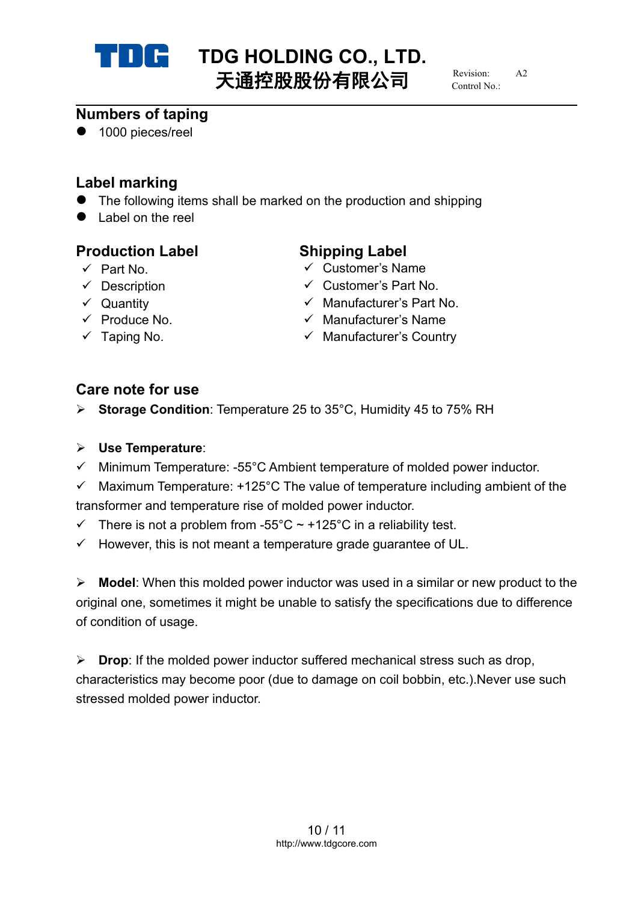## Numbers of taping

- 1000 pieces/reel

## Label marking

- The following items shall be marked on the production and shipping
- Label on the reel

### Production Label

- ✓ Part No.
- ✓ Description
- ✓ Quantity
- ✓ Produce No.
- ✓ Taping No.

### Shipping Label

- ✓ Customer's Name
- ✓ Customer's Part No.
- ✓ Manufacturer's Part No.
- ✓ Manufacturer's Name
- ✓ Manufacturer's Country

## Care note for use

➢ **Storage Condition**: Temperature 25 to 35°C, Humidity 45 to 75% RH

➢ **Use Temperature**:

✓ Minimum Temperature: -55°C Ambient temperature of molded power inductor.

✓ Maximum Temperature: +125°C The value of temperature including ambient of the transformer and temperature rise of molded power inductor.

✓ There is not a problem from -55°C ~ +125°C in a reliability test.

✓ However, this is not meant a temperature grade guarantee of UL.

➢ **Model**: When this molded power inductor was used in a similar or new product to the original one, sometimes it might be unable to satisfy the specifications due to difference of condition of usage.

➢ **Drop**: If the molded power inductor suffered mechanical stress such as drop, characteristics may become poor (due to damage on coil bobbin, etc.).Never use such stressed molded power inductor.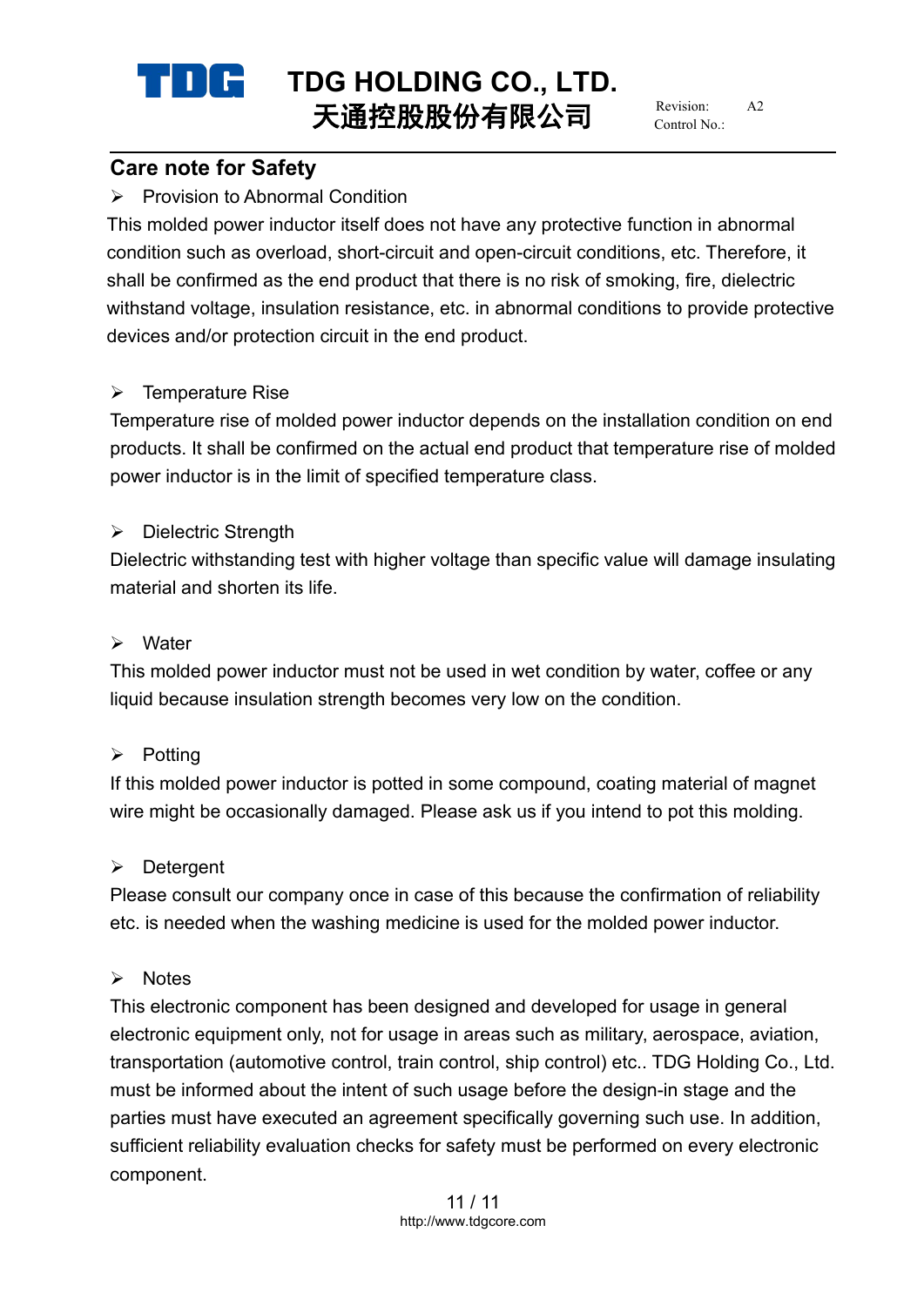## Care note for Safety

- Provision to Abnormal Condition

This molded power inductor itself does not have any protective function in abnormal condition such as overload, short-circuit and open-circuit conditions, etc. Therefore, it shall be confirmed as the end product that there is no risk of smoking, fire, dielectric withstand voltage, insulation resistance, etc. in abnormal conditions to provide protective devices and/or protection circuit in the end product.

- Temperature Rise

Temperature rise of molded power inductor depends on the installation condition on end products. It shall be confirmed on the actual end product that temperature rise of molded power inductor is in the limit of specified temperature class.

- Dielectric Strength

Dielectric withstanding test with higher voltage than specific value will damage insulating material and shorten its life.

- Water

This molded power inductor must not be used in wet condition by water, coffee or any liquid because insulation strength becomes very low on the condition.

- Potting

If this molded power inductor is potted in some compound, coating material of magnet wire might be occasionally damaged. Please ask us if you intend to pot this molding.

- Detergent

Please consult our company once in case of this because the confirmation of reliability etc. is needed when the washing medicine is used for the molded power inductor.

- Notes

This electronic component has been designed and developed for usage in general electronic equipment only, not for usage in areas such as military, aerospace, aviation, transportation (automotive control, train control, ship control) etc.. TDG Holding Co., Ltd. must be informed about the intent of such usage before the design-in stage and the parties must have executed an agreement specifically governing such use. In addition, sufficient reliability evaluation checks for safety must be performed on every electronic component.